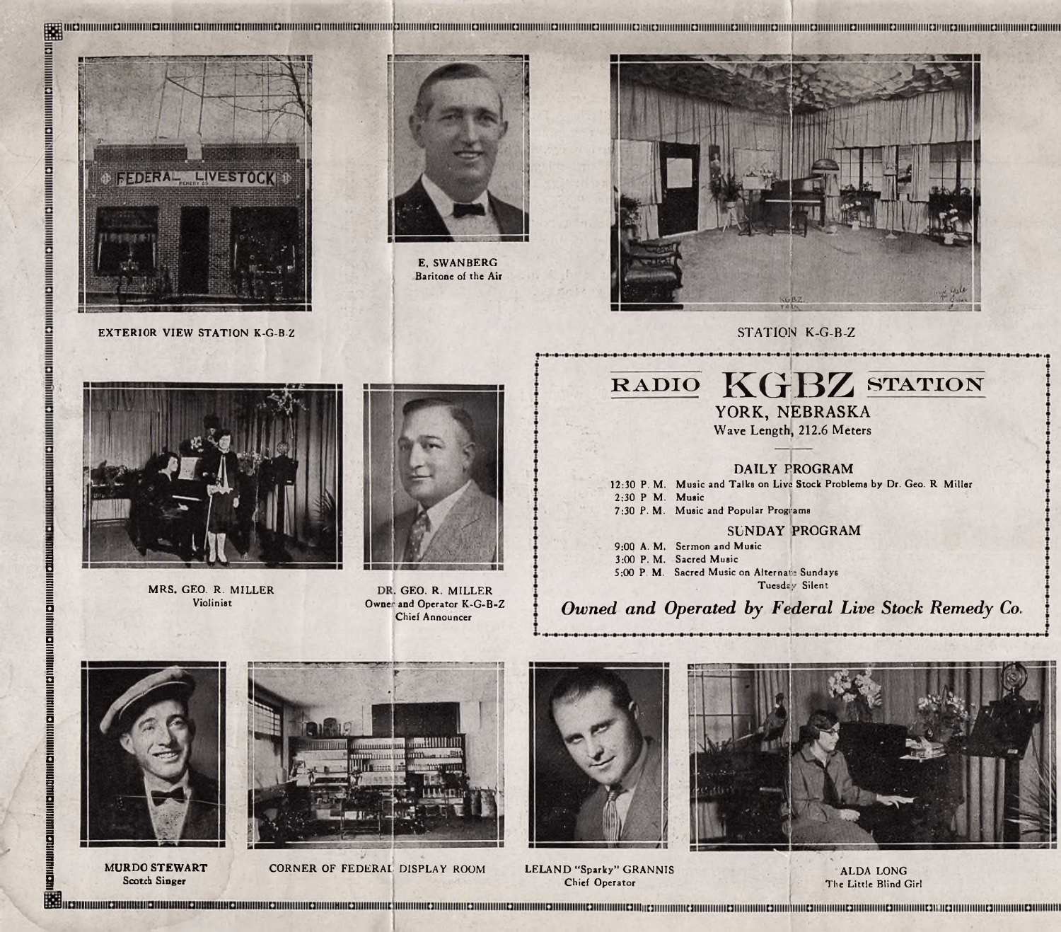EXTERIOR VIEW STATION K-G-B-Z

E. SWANBERG
Baritone of the Air

STATION K-G-B-Z

# RADIO KGBZ STATION

## YORK, NEBRASKA

Wave Length, 212.6 Meters

### DAILY PROGRAM

12:30 P. M. Music and Talks on Live Stock Problems by Dr. Geo. R Miller
2:30 P. M. Music
7:30 P. M. Music and Popular Programs

### SUNDAY PROGRAM

9:00 A. M. Sermon and Music
3:00 P. M. Sacred Music
5:00 P. M. Sacred Music on Alternate Sundays
Tuesday Silent

***Owned and Operated by Federal Live Stock Remedy Co.***

MRS. GEO. R. MILLER
Violinist

DR. GEO. R. MILLER
Owner and Operator K-G-B-Z
Chief Announcer

MURDO STEWART
Scotch Singer

CORNER OF FEDERAL DISPLAY ROOM

LELAND "Sparky" GRANNIS
Chief Operator

ALDA LONG
The Little Blind Girl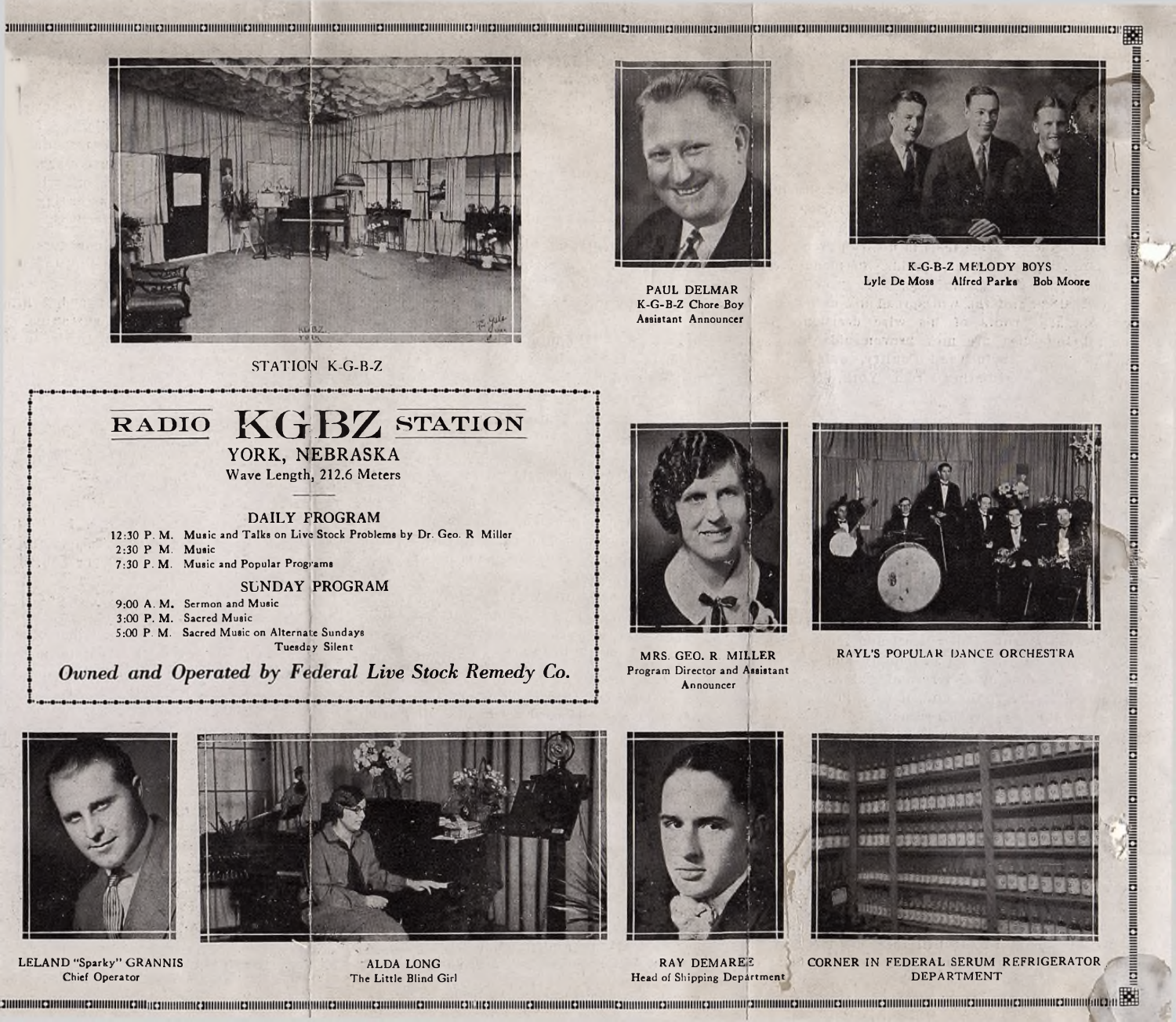STATION K-G-B-Z

PAUL DELMAR
K-G-B-Z Chore Boy
Assistant Announcer

K-G-B-Z MELODY BOYS
Lyle De Moss Alfred Parks Bob Moore

# RADIO KGBZ STATION

YORK, NEBRASKA

Wave Length, 212.6 Meters

## DAILY PROGRAM

12:30 P. M. Music and Talks on Live Stock Problems by Dr. Geo. R Miller
2:30 P. M. Music
7:30 P. M. Music and Popular Programs

## SUNDAY PROGRAM

9:00 A. M. Sermon and Music
3:00 P. M. Sacred Music
5:00 P. M. Sacred Music on Alternate Sundays

Tuesday Silent

***Owned and Operated by Federal Live Stock Remedy Co.***

MRS. GEO. R MILLER
Program Director and Assistant Announcer

RAYL'S POPULAR DANCE ORCHESTRA

LELAND "Sparky" GRANNIS
Chief Operator

ALDA LONG
The Little Blind Girl

RAY DEMAREE
Head of Shipping Department

CORNER IN FEDERAL SERUM REFRIGERATOR DEPARTMENT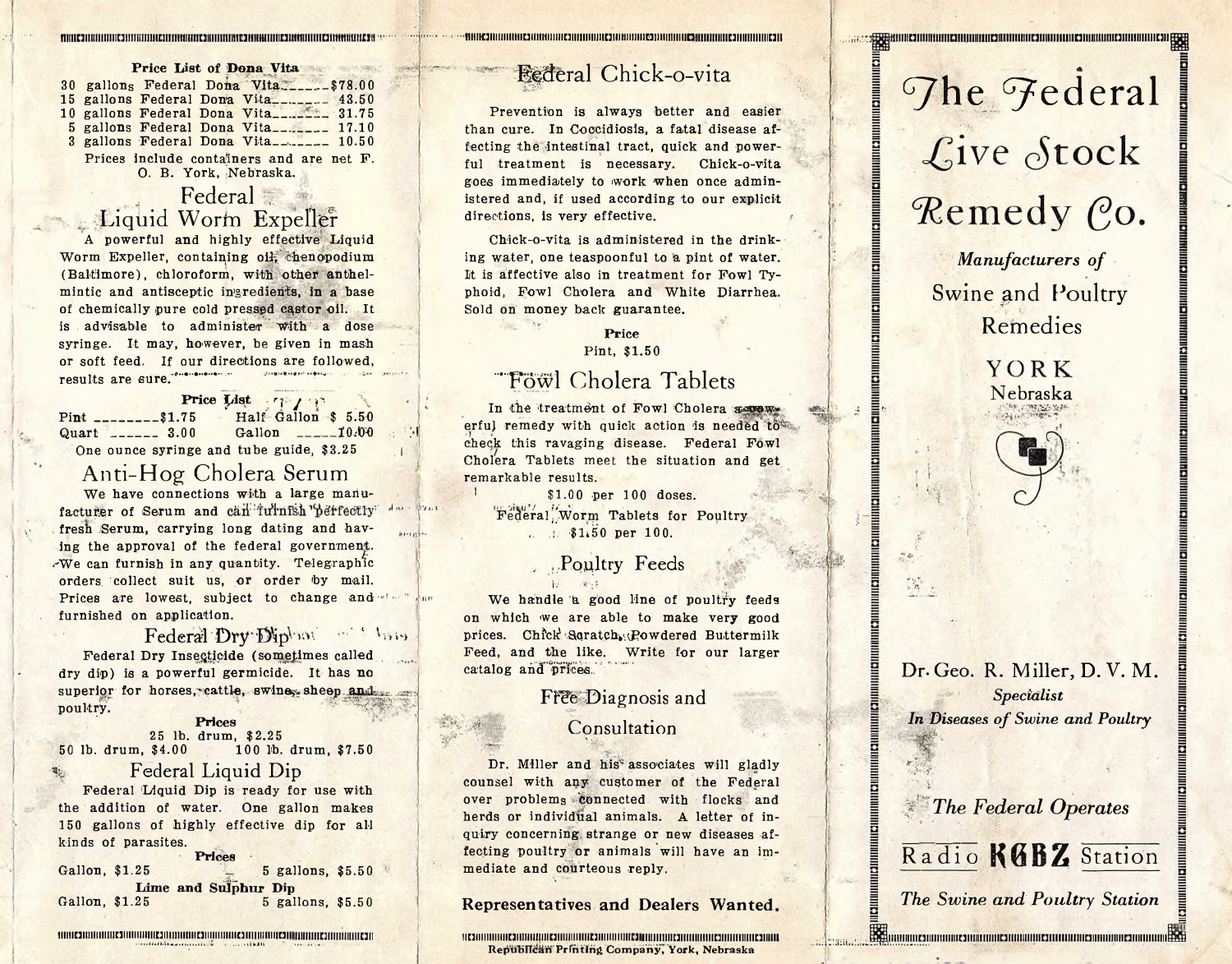**Price List of Dona Vita**

30 gallons Federal Dona Vita________$78.00
15 gallons Federal Dona Vita________ 43.50
10 gallons Federal Dona Vita________ 31.75
5 gallons Federal Dona Vita________ 17.10
3 gallons Federal Dona Vita________ 10.50

Prices include containers and are net F. O. B. York, Nebraska.

## Federal Liquid Worm Expeller

A powerful and highly effective Liquid Worm Expeller, containing oil, chenopodium (Baltimore), chloroform, with other anthelmintic and antisceptic ingredients, in a base of chemically pure cold pressed castor oil. It is advisable to administer with a dose syringe. It may, however, be given in mash or soft feed. If our directions are followed, results are sure.

**Price List**

| | | | |
|---|---|---|---|
| Pint | $1.75 | Half Gallon | $ 5.50 |
| Quart | 3.00 | Gallon | 10.00 |

One ounce syringe and tube guide, $3.25

## Anti-Hog Cholera Serum

We have connections with a large manufacturer of Serum and can furnish perfectly fresh Serum, carrying long dating and having the approval of the federal government. We can furnish in any quantity. Telegraphic orders collect suit us, or order by mail. Prices are lowest, subject to change and furnished on application.

## Federal Dry Dip

Federal Dry Insecticide (sometimes called dry dip) is a powerful germicide. It has no superior for horses, cattle, swine, sheep and poultry.

**Prices**

25 lb. drum, $2.25
50 lb. drum, $4.00 100 lb. drum, $7.50

## Federal Liquid Dip

Federal Liquid Dip is ready for use with the addition of water. One gallon makes 150 gallons of highly effective dip for all kinds of parasites.

**Prices**

Gallon, $1.25 5 gallons, $5.50

**Lime and Sulphur Dip**

Gallon, $1.25 5 gallons, $5.50

## Federal Chick-o-vita

Prevention is always better and easier than cure. In Coccidiosis, a fatal disease affecting the intestinal tract, quick and powerful treatment is necessary. Chick-o-vita goes immediately to work when once administered and, if used according to our explicit directions, is very effective.

Chick-o-vita is administered in the drinking water, one teaspoonful to a pint of water. It is affective also in treatment for Fowl Typhoid, Fowl Cholera and White Diarrhea. Sold on money back guarantee.

**Price**

Pint, $1.50

## Fowl Cholera Tablets

In the treatment of Fowl Cholera a powerful remedy with quick action is needed to check this ravaging disease. Federal Fowl Cholera Tablets meet the situation and get remarkable results.

$1.00 per 100 doses.

Federal Worm Tablets for Poultry
$1.50 per 100.

## Poultry Feeds

We handle a good line of poultry feeds on which we are able to make very good prices. Chick Scratch, Powdered Buttermilk Feed, and the like. Write for our larger catalog and prices.

## Free Diagnosis and Consultation

Dr. Miller and his associates will gladly counsel with any customer of the Federal over problems connected with flocks and herds or individual animals. A letter of inquiry concerning strange or new diseases affecting poultry or animals will have an immediate and courteous reply.

**Representatives and Dealers Wanted.**

Republican Printing Company, York, Nebraska

# The Federal Live Stock Remedy Co.

*Manufacturers of*

Swine and Poultry Remedies

YORK
Nebraska

Dr. Geo. R. Miller, D. V. M.
*Specialist*
*In Diseases of Swine and Poultry*

*The Federal Operates*

Radio **KGBZ** Station

*The Swine and Poultry Station*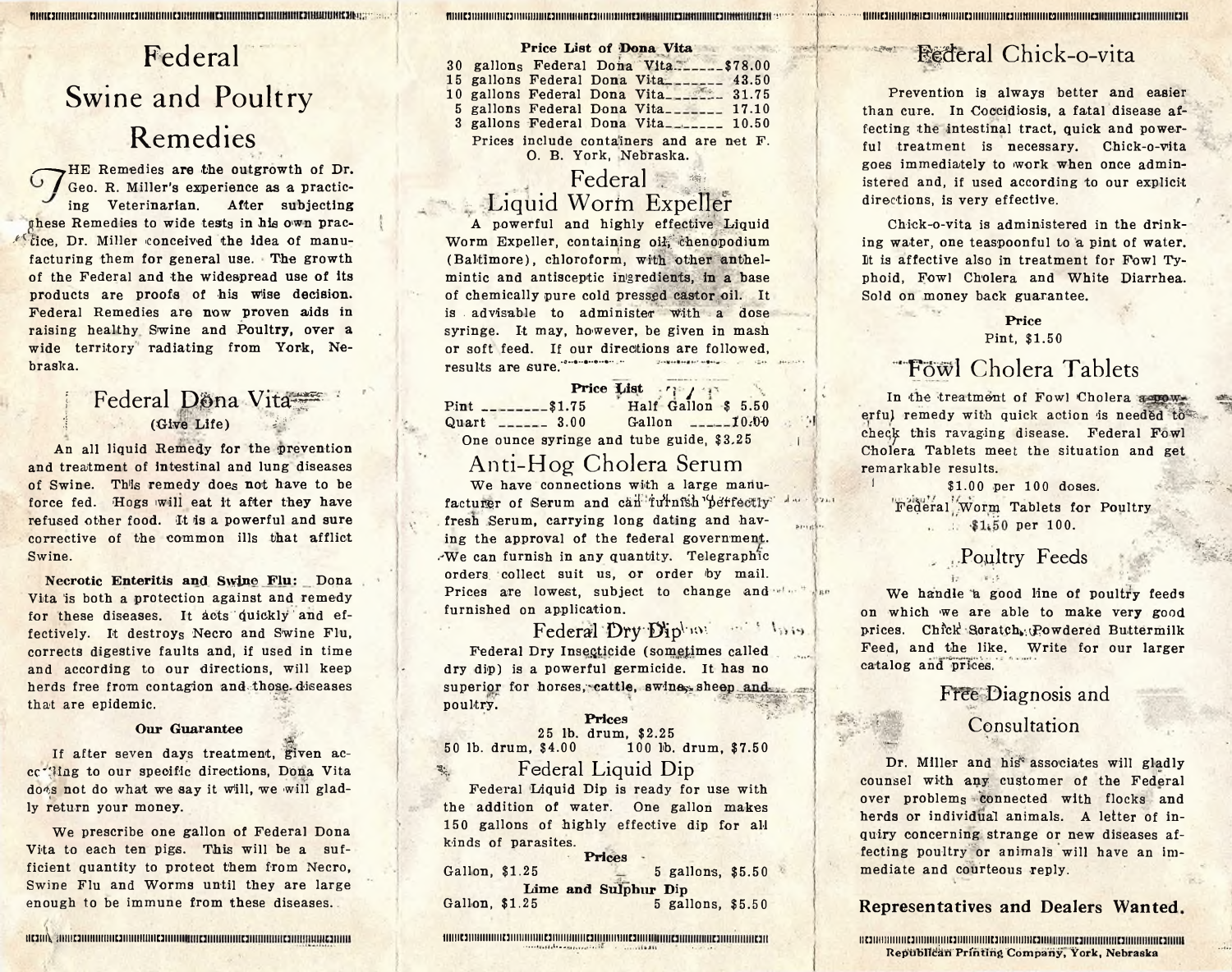# Federal Swine and Poultry Remedies

THE Remedies are the outgrowth of Dr. Geo. R. Miller's experience as a practicing Veterinarian. After subjecting these Remedies to wide tests in his own practice, Dr. Miller conceived the idea of manufacturing them for general use. The growth of the Federal and the widespread use of its products are proofs of his wise decision. Federal Remedies are now proven aids in raising healthy Swine and Poultry, over a wide territory radiating from York, Nebraska.

## Federal Dona Vita

(Give Life)

An all liquid Remedy for the prevention and treatment of intestinal and lung diseases of Swine. This remedy does not have to be force fed. Hogs will eat it after they have refused other food. It is a powerful and sure corrective of the common ills that afflict Swine.

**Necrotic Enteritis and Swine Flu:** Dona Vita is both a protection against and remedy for these diseases. It acts quickly and effectively. It destroys Necro and Swine Flu, corrects digestive faults and, if used in time and according to our directions, will keep herds free from contagion and those diseases that are epidemic.

**Our Guarantee**

If after seven days treatment, given according to our specific directions, Dona Vita does not do what we say it will, we will gladly return your money.

We prescribe one gallon of Federal Dona Vita to each ten pigs. This will be a sufficient quantity to protect them from Necro, Swine Flu and Worms until they are large enough to be immune from these diseases.

**Price List of Dona Vita**

| | |
|---|---|
| 30 gallons Federal Dona Vita | $78.00 |
| 15 gallons Federal Dona Vita | 43.50 |
| 10 gallons Federal Dona Vita | 31.75 |
| 5 gallons Federal Dona Vita | 17.10 |
| 3 gallons Federal Dona Vita | 10.50 |

Prices include containers and are net F. O. B. York, Nebraska.

## Federal Liquid Worm Expeller

A powerful and highly effective Liquid Worm Expeller, containing oil, chenopodium (Baltimore), chloroform, with other anthelmintic and antisceptic ingredients, in a base of chemically pure cold pressed castor oil. It is advisable to administer with a dose syringe. It may, however, be given in mash or soft feed. If our directions are followed, results are sure.

**Price List**

| | | | |
|---|---|---|---|
| Pint | $1.75 | Half Gallon | $ 5.50 |
| Quart | 3.00 | Gallon | 10.00 |

One ounce syringe and tube guide, $3.25

## Anti-Hog Cholera Serum

We have connections with a large manufacturer of Serum and can furnish perfectly fresh Serum, carrying long dating and having the approval of the federal government. We can furnish in any quantity. Telegraphic orders collect suit us, or order by mail. Prices are lowest, subject to change and furnished on application.

## Federal Dry Dip

Federal Dry Insecticide (sometimes called dry dip) is a powerful germicide. It has no superior for horses, cattle, swine, sheep and poultry.

**Prices**

25 lb. drum, $2.25

50 lb. drum, $4.00 — 100 lb. drum, $7.50

## Federal Liquid Dip

Federal Liquid Dip is ready for use with the addition of water. One gallon makes 150 gallons of highly effective dip for all kinds of parasites.

**Prices**

Gallon, $1.25 — 5 gallons, $5.50

**Lime and Sulphur Dip**

Gallon, $1.25 — 5 gallons, $5.50

## Federal Chick-o-vita

Prevention is always better and easier than cure. In Coccidiosis, a fatal disease affecting the intestinal tract, quick and powerful treatment is necessary. Chick-o-vita goes immediately to work when once administered and, if used according to our explicit directions, is very effective.

Chick-o-vita is administered in the drinking water, one teaspoonful to a pint of water. It is affective also in treatment for Fowl Typhoid, Fowl Cholera and White Diarrhea. Sold on money back guarantee.

**Price**

Pint, $1.50

## Fowl Cholera Tablets

In the treatment of Fowl Cholera a powerful remedy with quick action is needed to check this ravaging disease. Federal Fowl Cholera Tablets meet the situation and get remarkable results.

$1.00 per 100 doses.

Federal Worm Tablets for Poultry

$1.50 per 100.

## Poultry Feeds

We handle a good line of poultry feeds on which we are able to make very good prices. Chick Scratch, Powdered Buttermilk Feed, and the like. Write for our larger catalog and prices.

## Free Diagnosis and Consultation

Dr. Miller and his associates will gladly counsel with any customer of the Federal over problems connected with flocks and herds or individual animals. A letter of inquiry concerning strange or new diseases affecting poultry or animals will have an immediate and courteous reply.

**Representatives and Dealers Wanted.**

Republican Printing Company, York, Nebraska